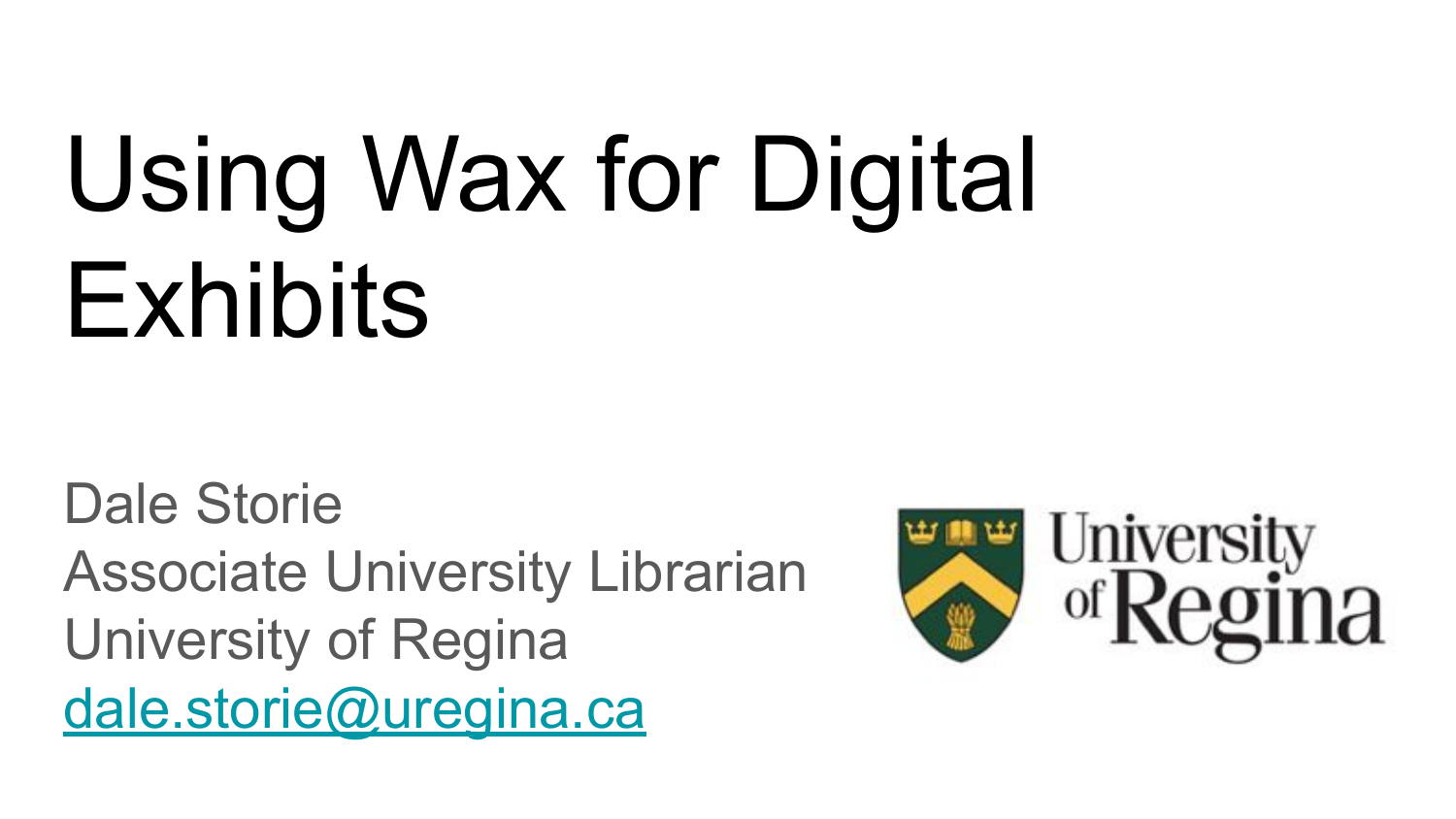# Using Wax for Digital Exhibits

Dale Storie
Associate University Librarian
University of Regina
[dale.storie@uregina.ca](mailto:dale.storie@uregina.ca)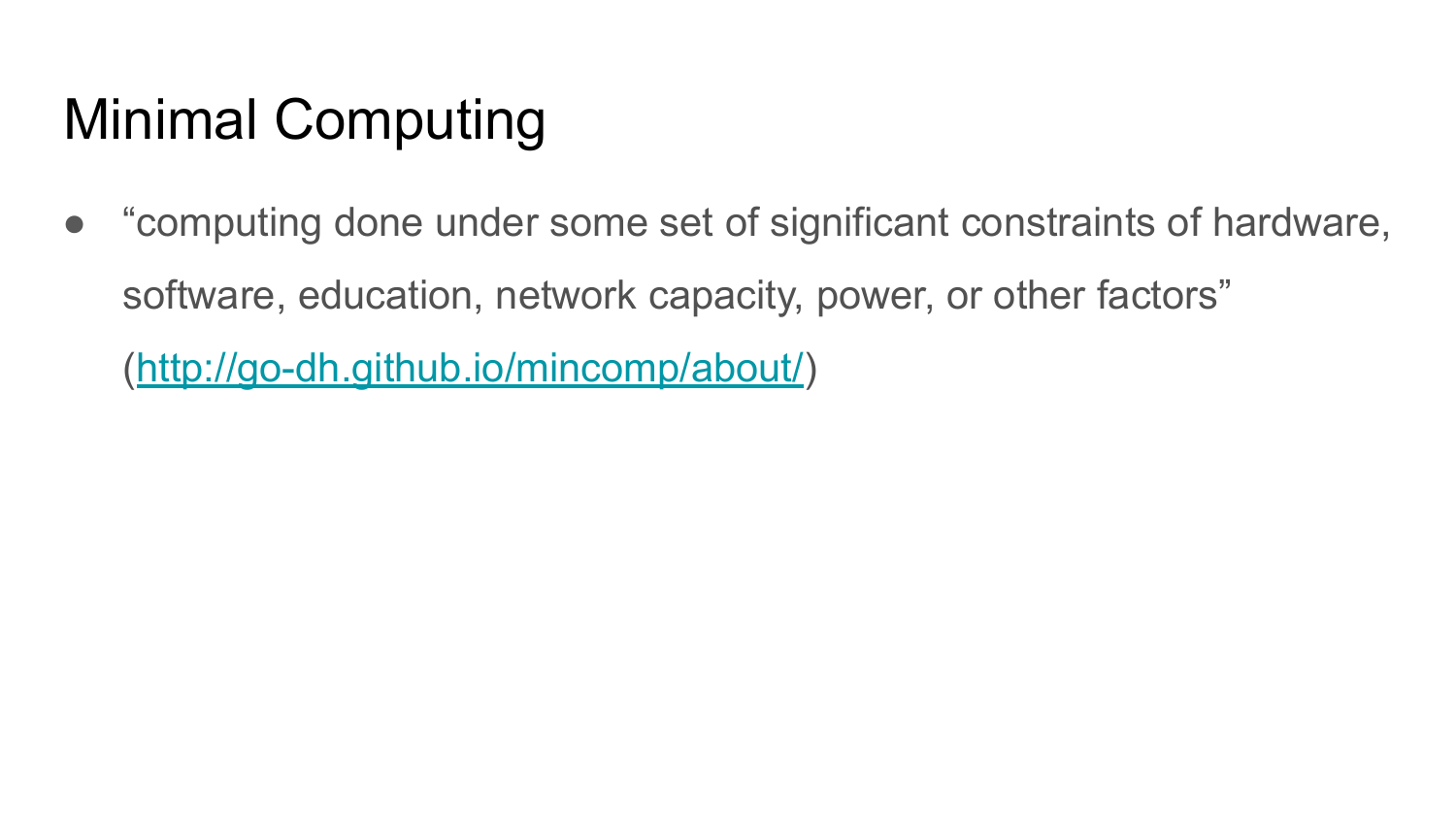# Minimal Computing

- “computing done under some set of significant constraints of hardware, software, education, network capacity, power, or other factors” ([http://go-dh.github.io/mincomp/about/](http://go-dh.github.io/mincomp/about/))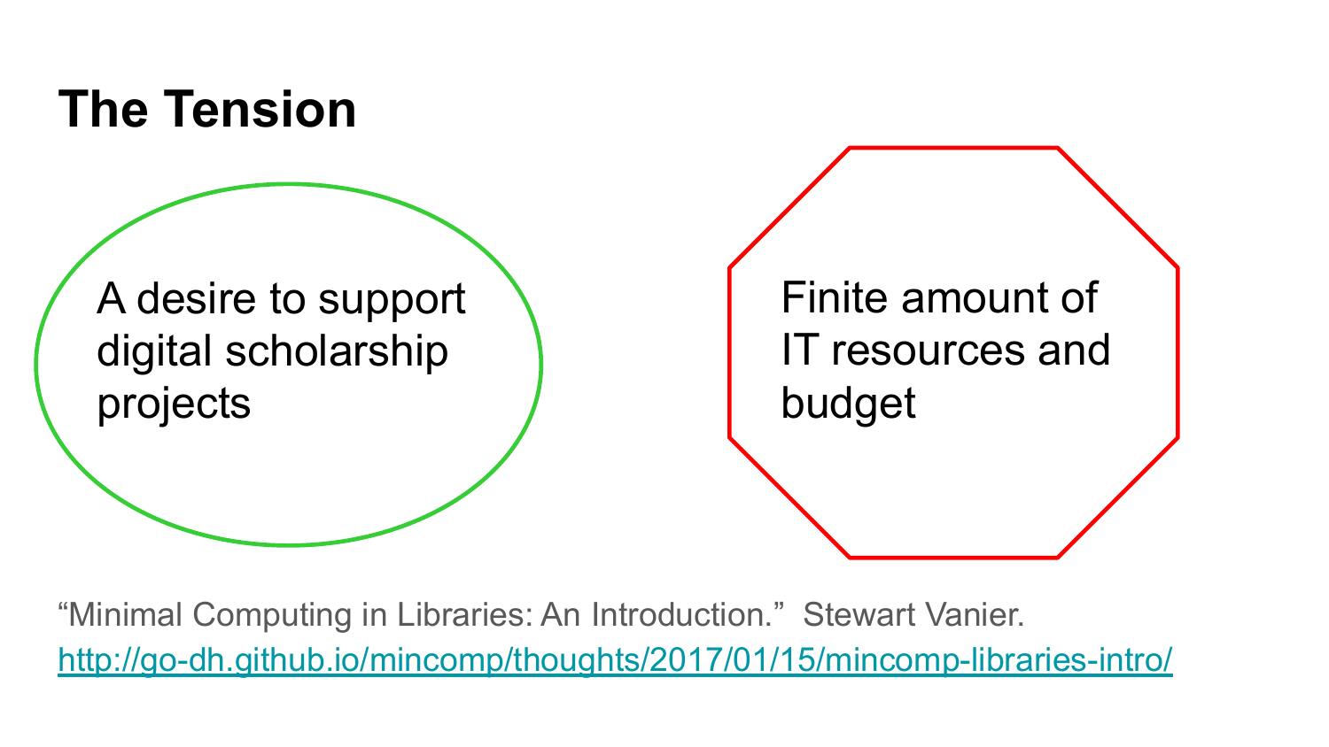# The Tension

A desire to support digital scholarship projects

Finite amount of IT resources and budget

"Minimal Computing in Libraries: An Introduction." Stewart Vanier. http://go-dh.github.io/mincomp/thoughts/2017/01/15/mincomp-libraries-intro/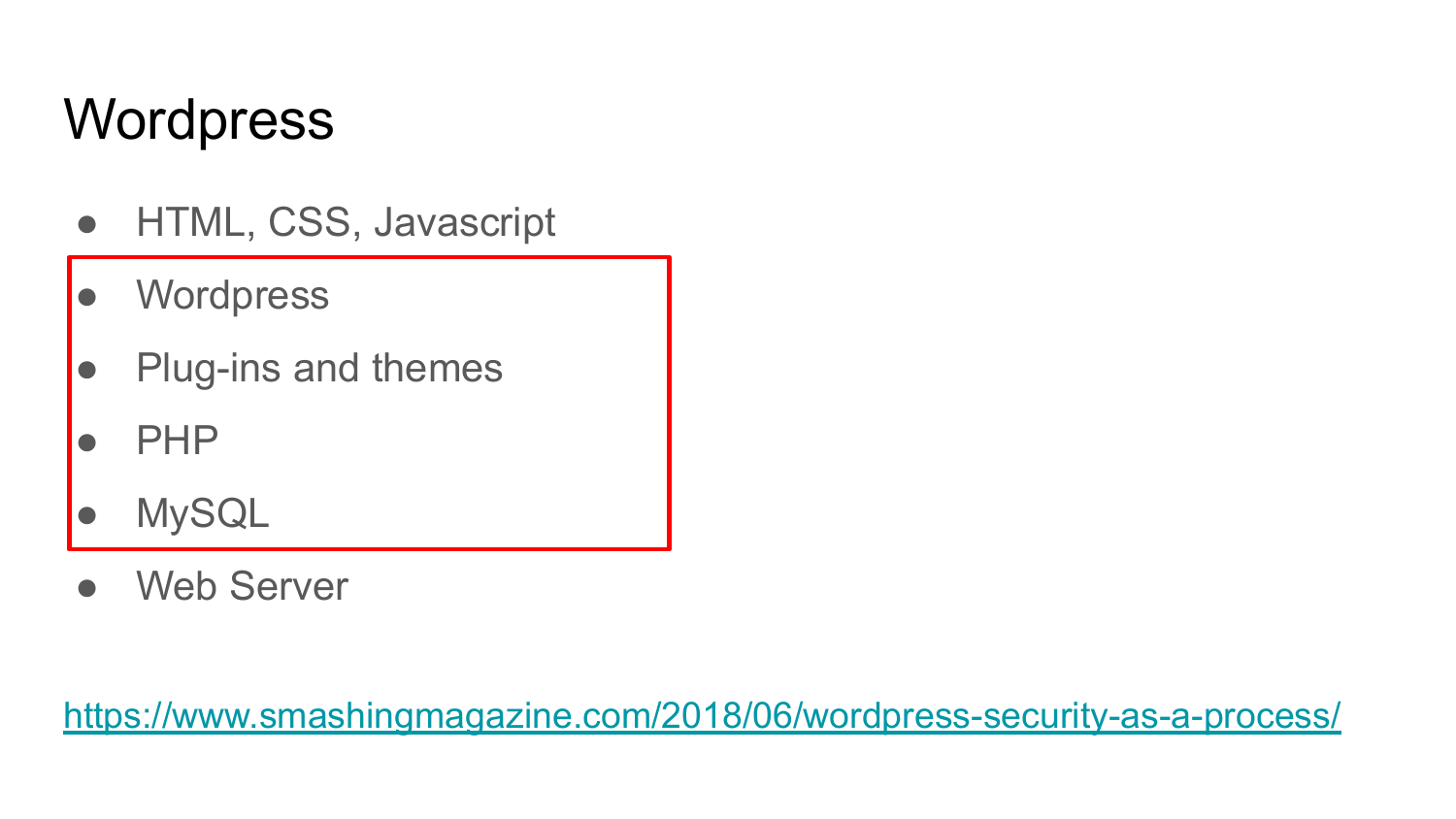# Wordpress

- HTML, CSS, Javascript
- Wordpress
- Plug-ins and themes
- PHP
- MySQL
- Web Server

https://www.smashingmagazine.com/2018/06/wordpress-security-as-a-process/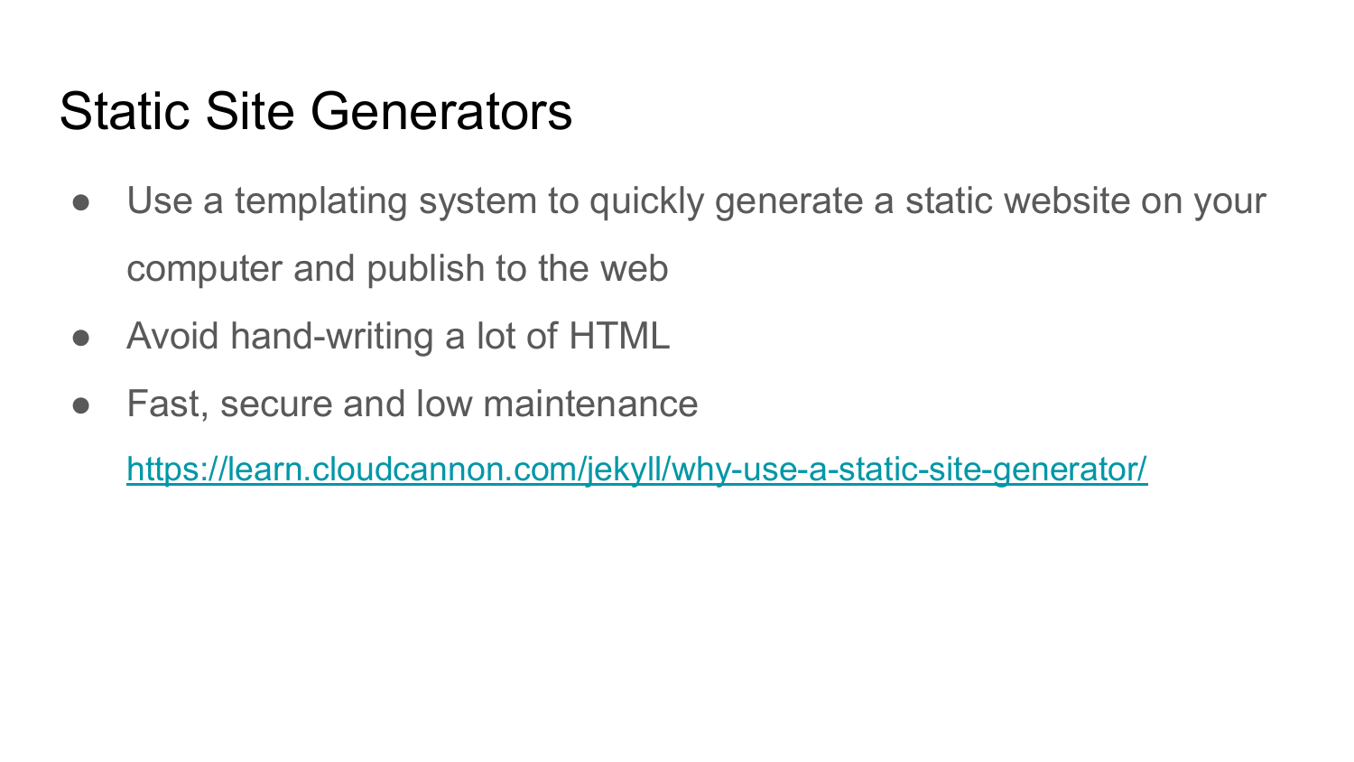# Static Site Generators

- Use a templating system to quickly generate a static website on your computer and publish to the web
- Avoid hand-writing a lot of HTML
- Fast, secure and low maintenance

  https://learn.cloudcannon.com/jekyll/why-use-a-static-site-generator/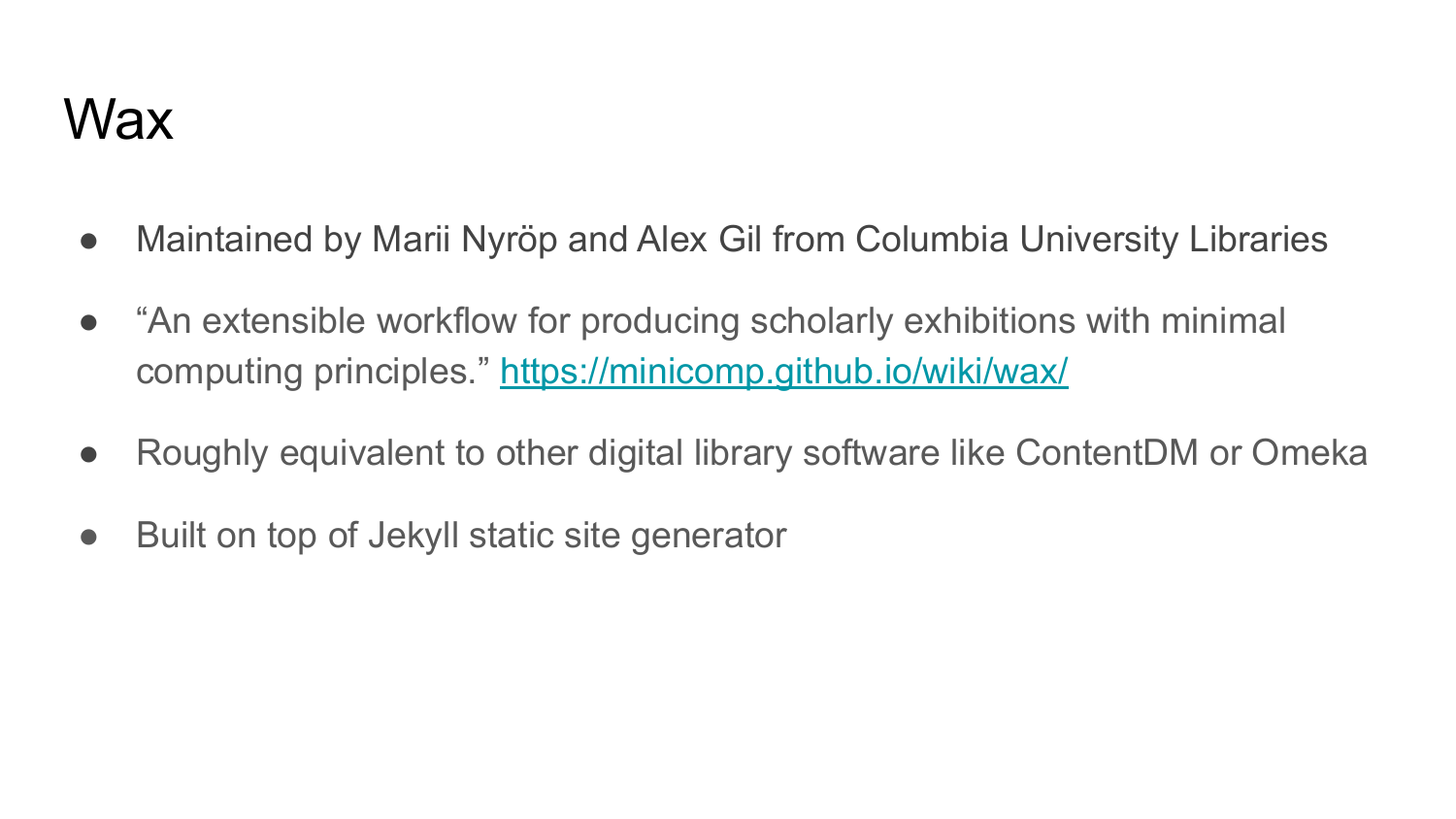# Wax

- Maintained by Marii Nyröp and Alex Gil from Columbia University Libraries
- "An extensible workflow for producing scholarly exhibitions with minimal computing principles." https://minicomp.github.io/wiki/wax/
- Roughly equivalent to other digital library software like ContentDM or Omeka
- Built on top of Jekyll static site generator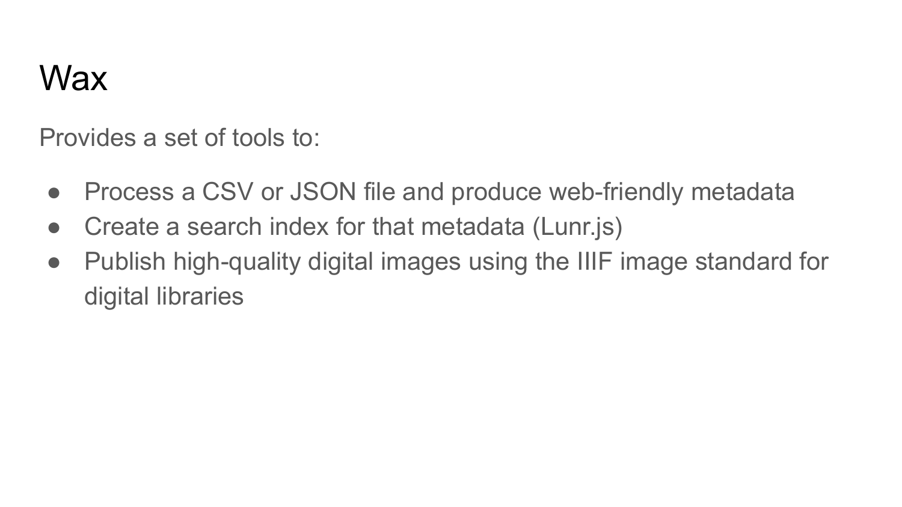# Wax

Provides a set of tools to:

- Process a CSV or JSON file and produce web-friendly metadata
- Create a search index for that metadata (Lunr.js)
- Publish high-quality digital images using the IIIF image standard for digital libraries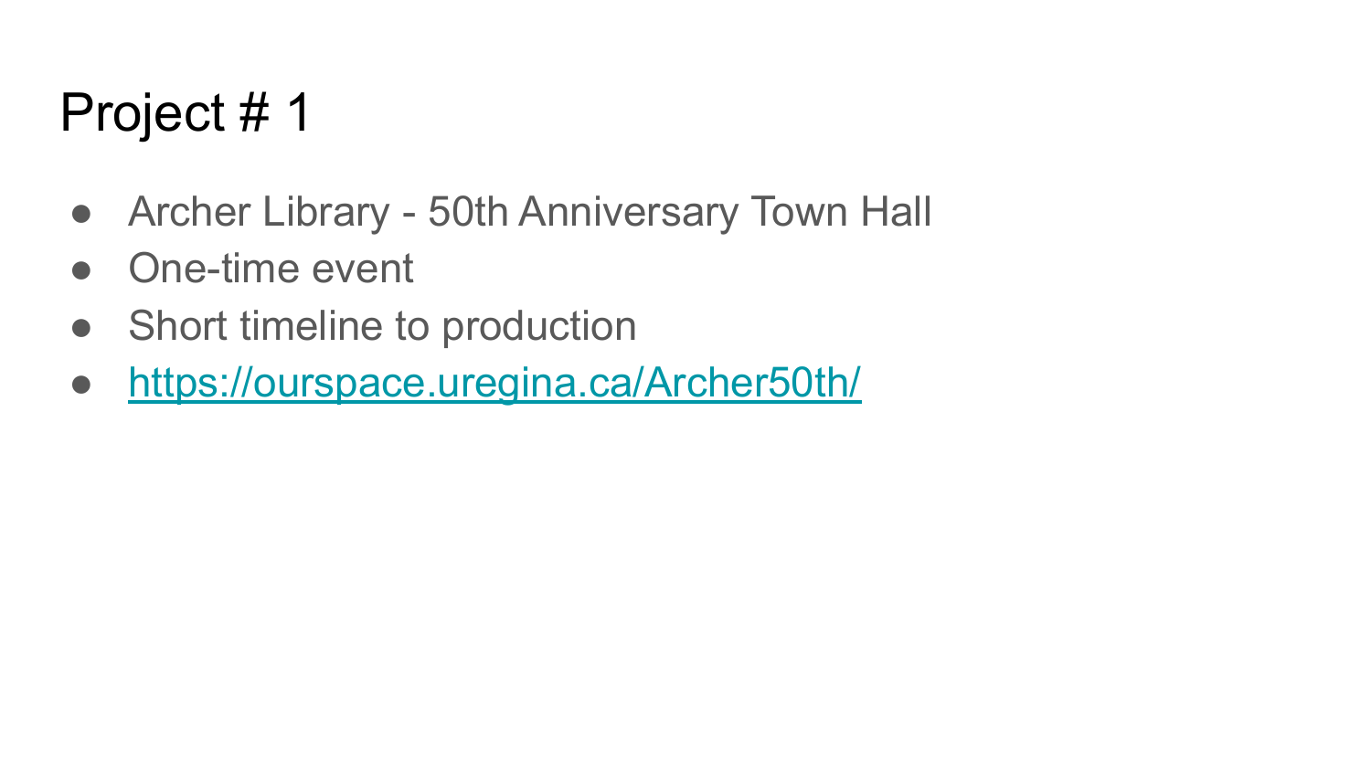# Project # 1

- Archer Library - 50th Anniversary Town Hall
- One-time event
- Short timeline to production
- [https://ourspace.uregina.ca/Archer50th/](https://ourspace.uregina.ca/Archer50th/)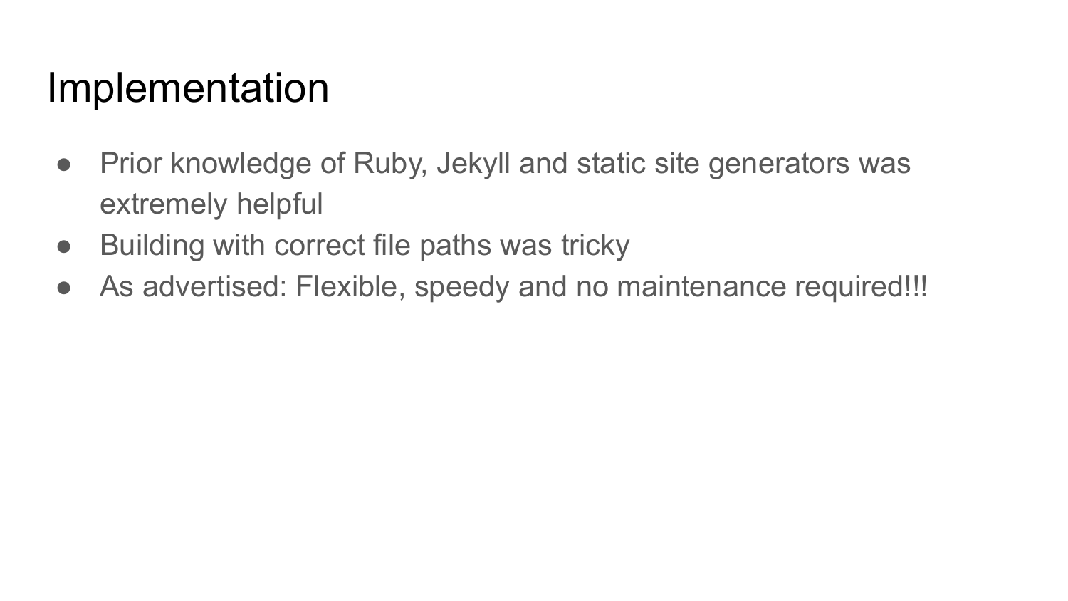# Implementation

- Prior knowledge of Ruby, Jekyll and static site generators was extremely helpful
- Building with correct file paths was tricky
- As advertised: Flexible, speedy and no maintenance required!!!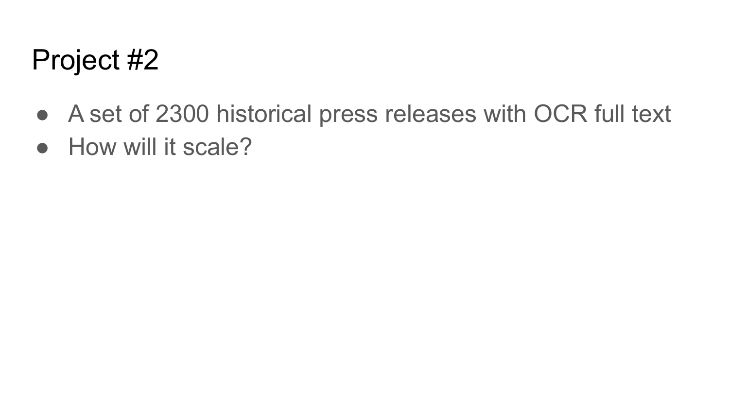# Project #2

- A set of 2300 historical press releases with OCR full text
- How will it scale?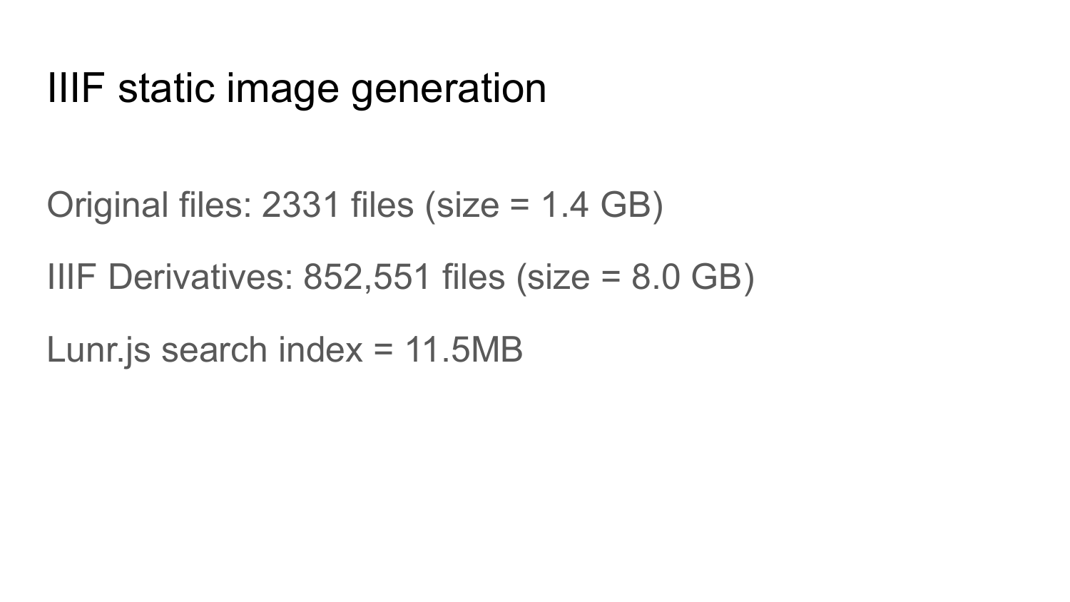# IIIF static image generation

Original files: 2331 files (size = 1.4 GB)

IIIF Derivatives: 852,551 files (size = 8.0 GB)

Lunr.js search index = 11.5MB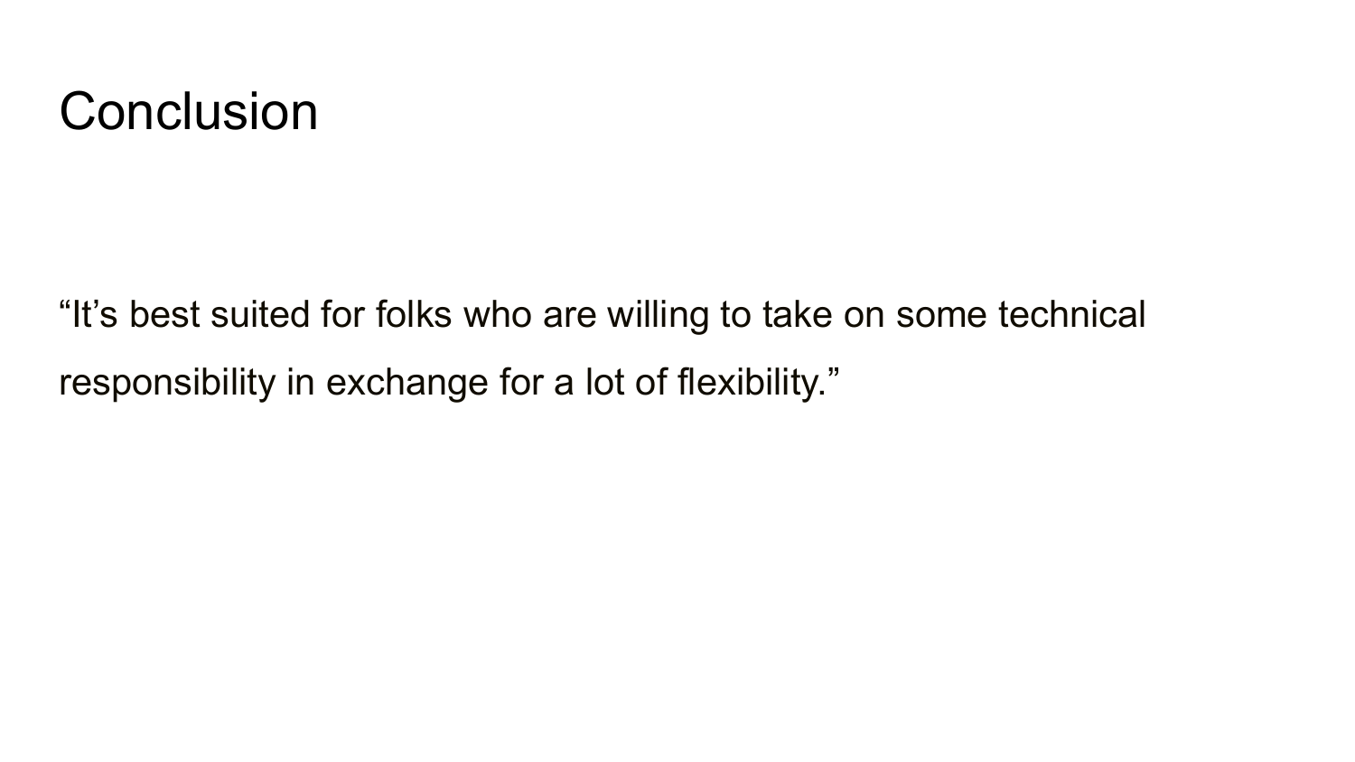# Conclusion

“It’s best suited for folks who are willing to take on some technical responsibility in exchange for a lot of flexibility.”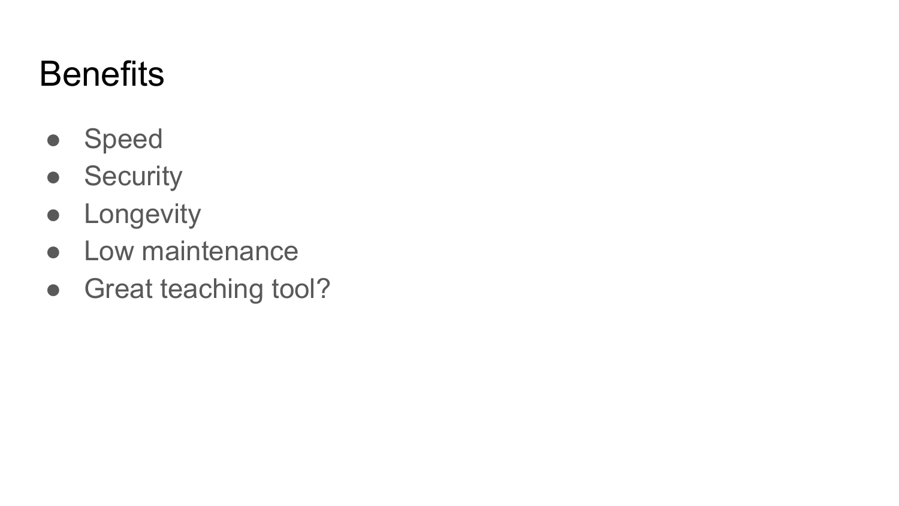# Benefits

- Speed
- Security
- Longevity
- Low maintenance
- Great teaching tool?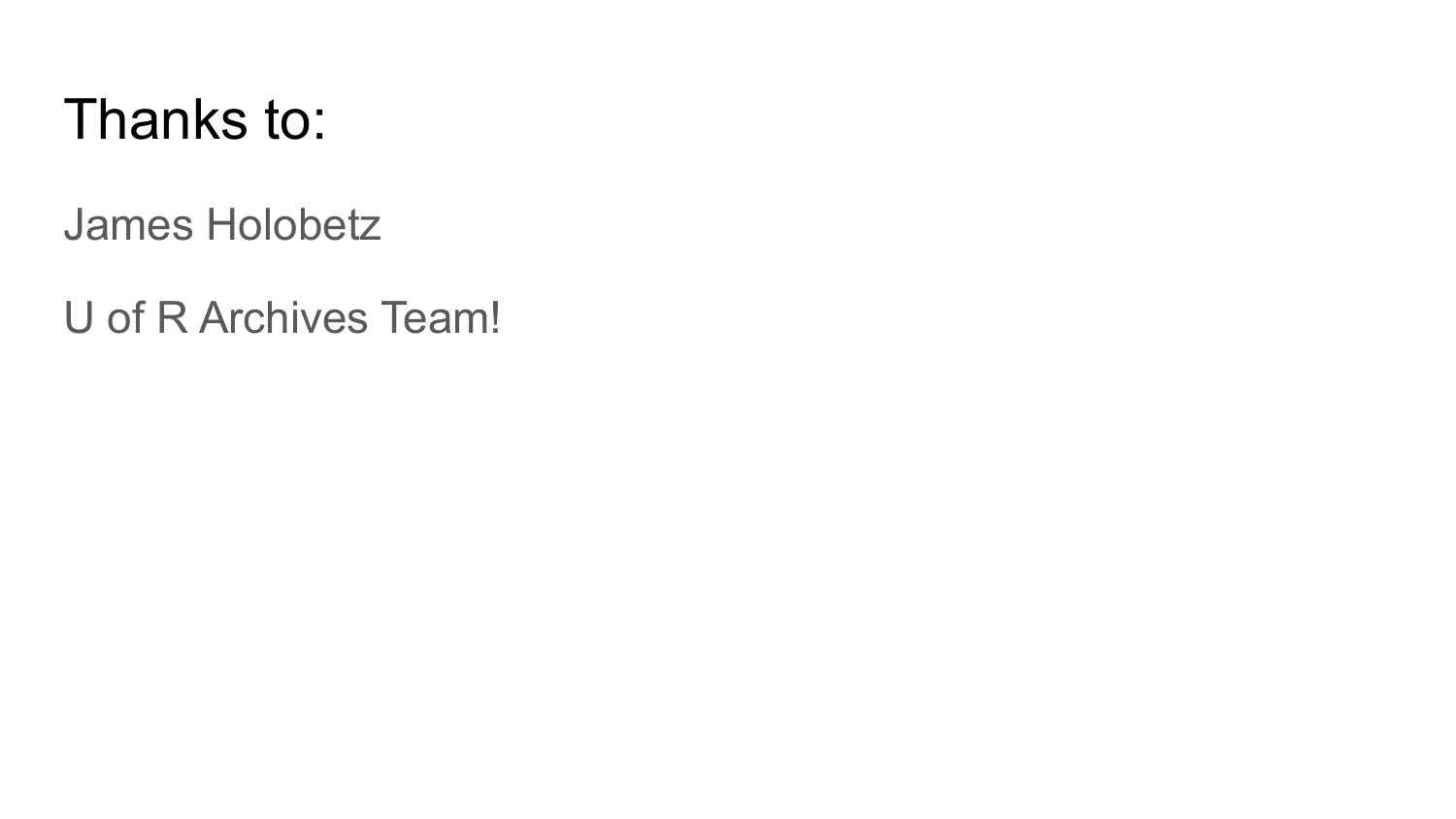# Thanks to:

James Holobetz

U of R Archives Team!